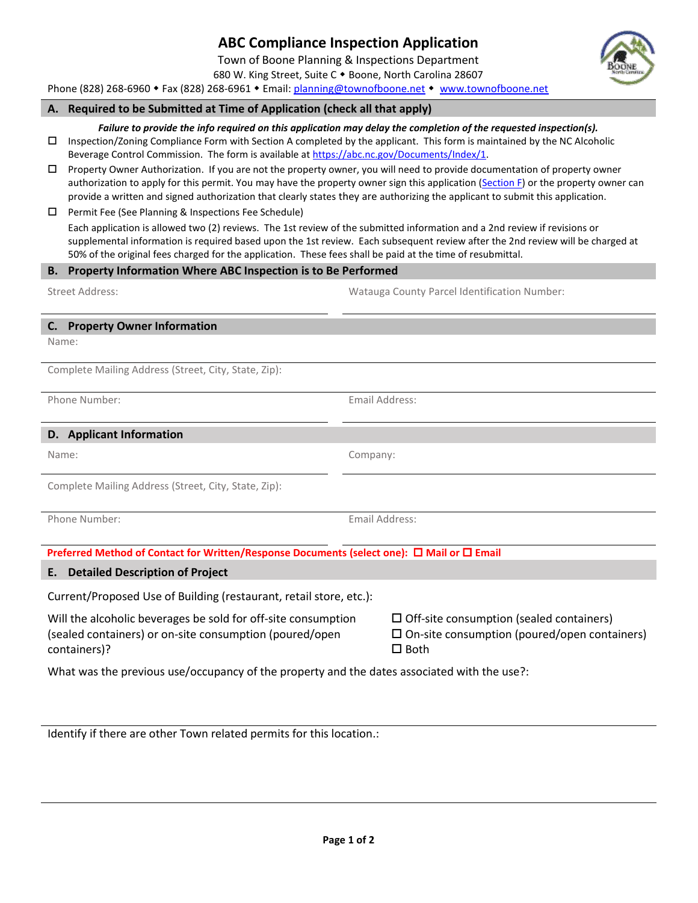# ABC Compliance Inspection Application

Town of Boone Planning & Inspections Department
680 W. King Street, Suite C ◆ Boone, North Carolina 28607
Phone (828) 268-6960 ◆ Fax (828) 268-6961 ◆ Email: planning@townofboone.net ◆ www.townofboone.net

## A. Required to be Submitted at Time of Application (check all that apply)

***Failure to provide the info required on this application may delay the completion of the requested inspection(s).***

- ☐ Inspection/Zoning Compliance Form with Section A completed by the applicant. This form is maintained by the NC Alcoholic Beverage Control Commission. The form is available at https://abc.nc.gov/Documents/Index/1.
- ☐ Property Owner Authorization. If you are not the property owner, you will need to provide documentation of property owner authorization to apply for this permit. You may have the property owner sign this application (Section F) or the property owner can provide a written and signed authorization that clearly states they are authorizing the applicant to submit this application.
- ☐ Permit Fee (See Planning & Inspections Fee Schedule)

  Each application is allowed two (2) reviews. The 1st review of the submitted information and a 2nd review if revisions or supplemental information is required based upon the 1st review. Each subsequent review after the 2nd review will be charged at 50% of the original fees charged for the application. These fees shall be paid at the time of resubmittal.

## B. Property Information Where ABC Inspection is to Be Performed

Street Address: ____________________

Watauga County Parcel Identification Number: ____________________

## C. Property Owner Information

Name: ____________________

Complete Mailing Address (Street, City, State, Zip): ____________________

Phone Number: ____________________

Email Address: ____________________

## D. Applicant Information

Name: ____________________

Company: ____________________

Complete Mailing Address (Street, City, State, Zip): ____________________

Phone Number: ____________________

Email Address: ____________________

**Preferred Method of Contact for Written/Response Documents (select one): ☐ Mail or ☐ Email**

## E. Detailed Description of Project

Current/Proposed Use of Building (restaurant, retail store, etc.):

Will the alcoholic beverages be sold for off-site consumption (sealed containers) or on-site consumption (poured/open containers)?

- ☐ Off-site consumption (sealed containers)
- ☐ On-site consumption (poured/open containers)
- ☐ Both

What was the previous use/occupancy of the property and the dates associated with the use?:

____________________

Identify if there are other Town related permits for this location.:

____________________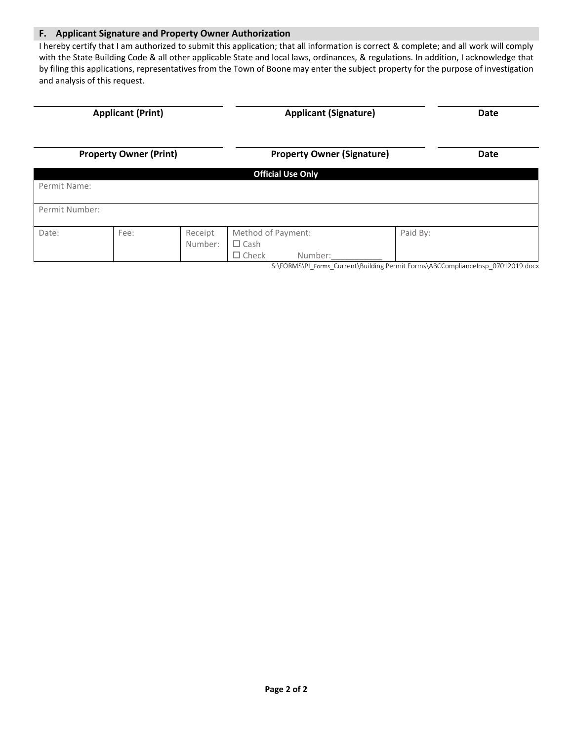## F. Applicant Signature and Property Owner Authorization

I hereby certify that I am authorized to submit this application; that all information is correct & complete; and all work will comply with the State Building Code & all other applicable State and local laws, ordinances, & regulations. In addition, I acknowledge that by filing this applications, representatives from the Town of Boone may enter the subject property for the purpose of investigation and analysis of this request.

| | | |
|---|---|---|
| **Applicant (Print)** | **Applicant (Signature)** | **Date** |
| **Property Owner (Print)** | **Property Owner (Signature)** | **Date** |

| **Official Use Only** | | | | |
|---|---|---|---|---|
| Permit Name: | | | | |
| Permit Number: | | | | |
| Date: | Fee: | Receipt Number: | Method of Payment: ☐ Cash ☐ Check Number:___________ | Paid By: |

S:\FORMS\PI_Forms_Current\Building Permit Forms\ABCComplianceInsp_07012019.docx